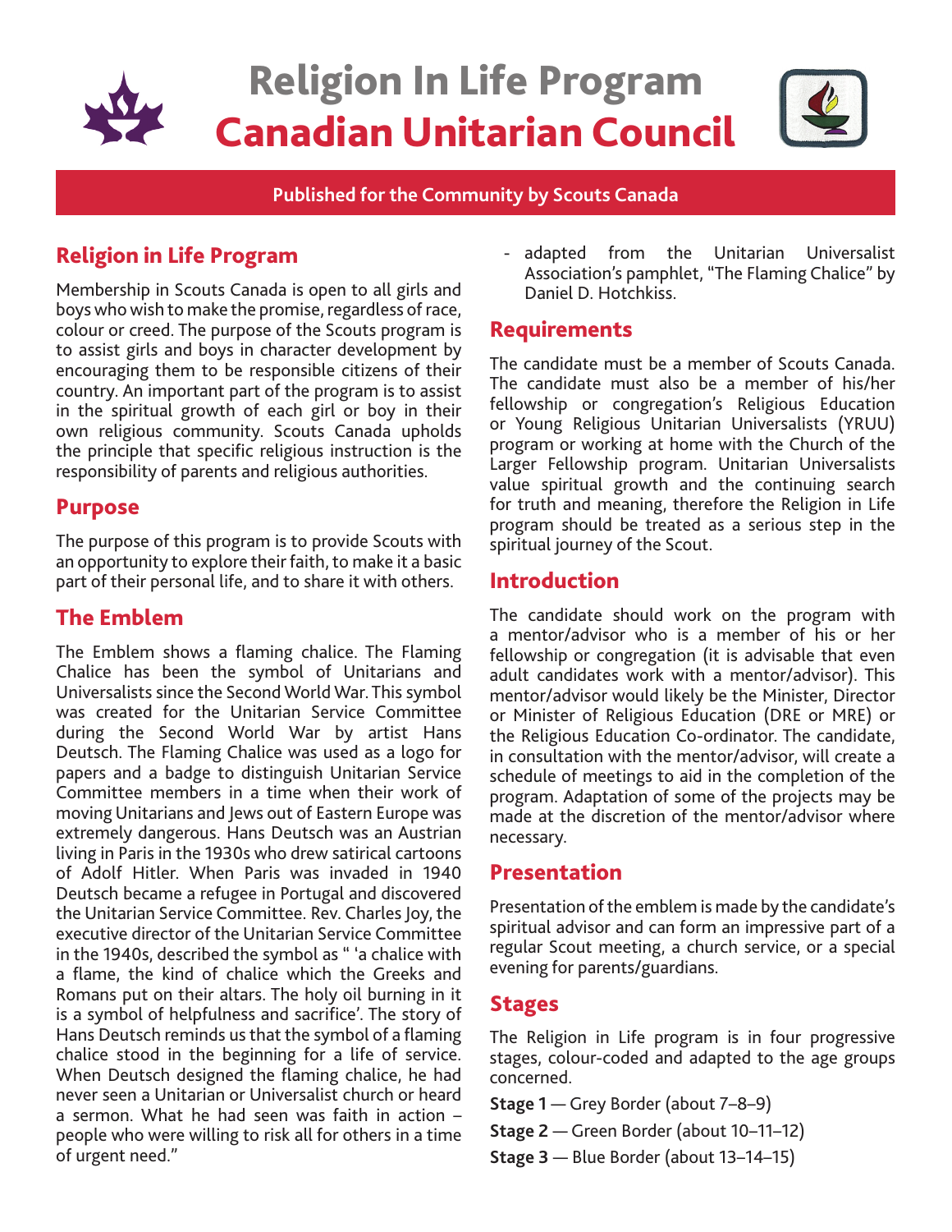# Religion In Life Program

# Canadian Unitarian Council

**Published for the Community by Scouts Canada**

## Religion in Life Program

Membership in Scouts Canada is open to all girls and boys who wish to make the promise, regardless of race, colour or creed. The purpose of the Scouts program is to assist girls and boys in character development by encouraging them to be responsible citizens of their country. An important part of the program is to assist in the spiritual growth of each girl or boy in their own religious community. Scouts Canada upholds the principle that specific religious instruction is the responsibility of parents and religious authorities.

## Purpose

The purpose of this program is to provide Scouts with an opportunity to explore their faith, to make it a basic part of their personal life, and to share it with others.

## The Emblem

The Emblem shows a flaming chalice. The Flaming Chalice has been the symbol of Unitarians and Universalists since the Second World War. This symbol was created for the Unitarian Service Committee during the Second World War by artist Hans Deutsch. The Flaming Chalice was used as a logo for papers and a badge to distinguish Unitarian Service Committee members in a time when their work of moving Unitarians and Jews out of Eastern Europe was extremely dangerous. Hans Deutsch was an Austrian living in Paris in the 1930s who drew satirical cartoons of Adolf Hitler. When Paris was invaded in 1940 Deutsch became a refugee in Portugal and discovered the Unitarian Service Committee. Rev. Charles Joy, the executive director of the Unitarian Service Committee in the 1940s, described the symbol as " 'a chalice with a flame, the kind of chalice which the Greeks and Romans put on their altars. The holy oil burning in it is a symbol of helpfulness and sacrifice'. The story of Hans Deutsch reminds us that the symbol of a flaming chalice stood in the beginning for a life of service. When Deutsch designed the flaming chalice, he had never seen a Unitarian or Universalist church or heard a sermon. What he had seen was faith in action – people who were willing to risk all for others in a time of urgent need."

- adapted from the Unitarian Universalist Association's pamphlet, "The Flaming Chalice" by Daniel D. Hotchkiss.

## Requirements

The candidate must be a member of Scouts Canada. The candidate must also be a member of his/her fellowship or congregation's Religious Education or Young Religious Unitarian Universalists (YRUU) program or working at home with the Church of the Larger Fellowship program. Unitarian Universalists value spiritual growth and the continuing search for truth and meaning, therefore the Religion in Life program should be treated as a serious step in the spiritual journey of the Scout.

## Introduction

The candidate should work on the program with a mentor/advisor who is a member of his or her fellowship or congregation (it is advisable that even adult candidates work with a mentor/advisor). This mentor/advisor would likely be the Minister, Director or Minister of Religious Education (DRE or MRE) or the Religious Education Co-ordinator. The candidate, in consultation with the mentor/advisor, will create a schedule of meetings to aid in the completion of the program. Adaptation of some of the projects may be made at the discretion of the mentor/advisor where necessary.

## Presentation

Presentation of the emblem is made by the candidate's spiritual advisor and can form an impressive part of a regular Scout meeting, a church service, or a special evening for parents/guardians.

## Stages

The Religion in Life program is in four progressive stages, colour-coded and adapted to the age groups concerned.

**Stage 1** — Grey Border (about 7–8–9)

**Stage 2** — Green Border (about 10–11–12)

**Stage 3** — Blue Border (about 13–14–15)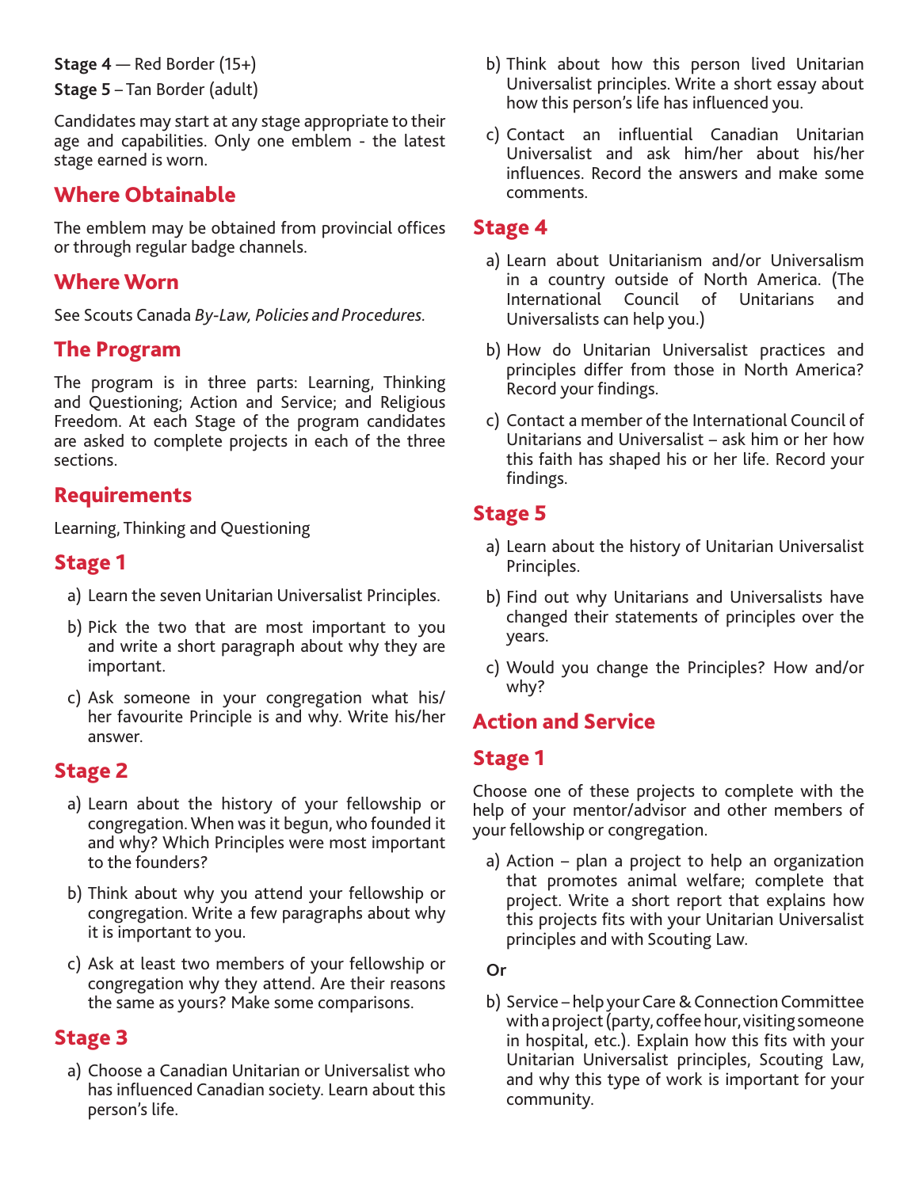**Stage 4** — Red Border (15+)

**Stage 5** – Tan Border (adult)

Candidates may start at any stage appropriate to their age and capabilities. Only one emblem - the latest stage earned is worn.

## Where Obtainable

The emblem may be obtained from provincial offices or through regular badge channels.

## Where Worn

See Scouts Canada *By-Law, Policies and Procedures.*

## The Program

The program is in three parts: Learning, Thinking and Questioning; Action and Service; and Religious Freedom. At each Stage of the program candidates are asked to complete projects in each of the three sections.

## Requirements

Learning, Thinking and Questioning

## Stage 1

a) Learn the seven Unitarian Universalist Principles.

b) Pick the two that are most important to you and write a short paragraph about why they are important.

c) Ask someone in your congregation what his/her favourite Principle is and why. Write his/her answer.

## Stage 2

a) Learn about the history of your fellowship or congregation. When was it begun, who founded it and why? Which Principles were most important to the founders?

b) Think about why you attend your fellowship or congregation. Write a few paragraphs about why it is important to you.

c) Ask at least two members of your fellowship or congregation why they attend. Are their reasons the same as yours? Make some comparisons.

## Stage 3

a) Choose a Canadian Unitarian or Universalist who has influenced Canadian society. Learn about this person's life.

b) Think about how this person lived Unitarian Universalist principles. Write a short essay about how this person's life has influenced you.

c) Contact an influential Canadian Unitarian Universalist and ask him/her about his/her influences. Record the answers and make some comments.

## Stage 4

a) Learn about Unitarianism and/or Universalism in a country outside of North America. (The International Council of Unitarians and Universalists can help you.)

b) How do Unitarian Universalist practices and principles differ from those in North America? Record your findings.

c) Contact a member of the International Council of Unitarians and Universalist – ask him or her how this faith has shaped his or her life. Record your findings.

## Stage 5

a) Learn about the history of Unitarian Universalist Principles.

b) Find out why Unitarians and Universalists have changed their statements of principles over the years.

c) Would you change the Principles? How and/or why?

## Action and Service

## Stage 1

Choose one of these projects to complete with the help of your mentor/advisor and other members of your fellowship or congregation.

a) Action – plan a project to help an organization that promotes animal welfare; complete that project. Write a short report that explains how this projects fits with your Unitarian Universalist principles and with Scouting Law.

Or

b) Service – help your Care & Connection Committee with a project (party, coffee hour, visiting someone in hospital, etc.). Explain how this fits with your Unitarian Universalist principles, Scouting Law, and why this type of work is important for your community.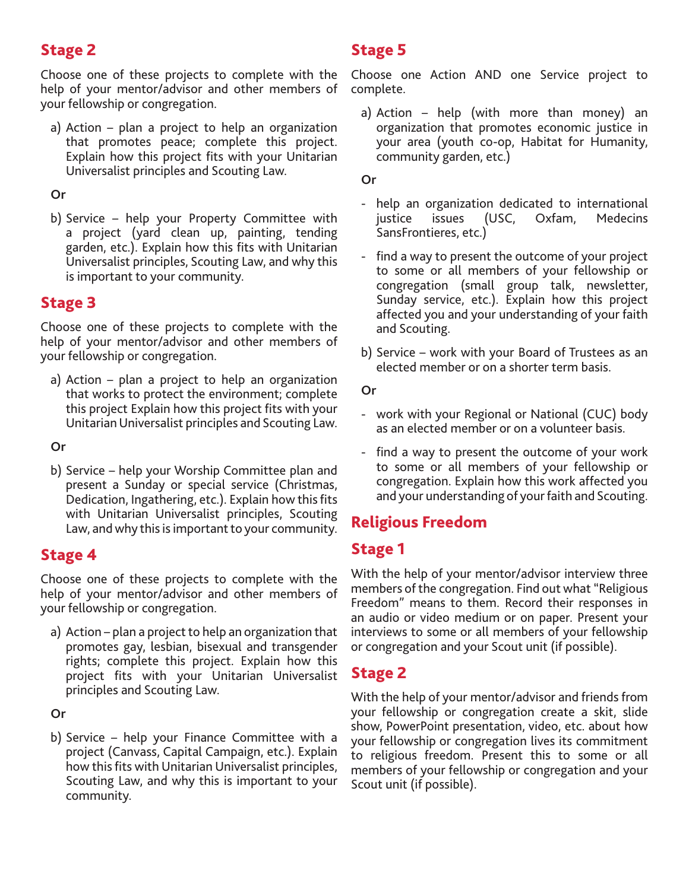## Stage 2

Choose one of these projects to complete with the help of your mentor/advisor and other members of your fellowship or congregation.

a) Action – plan a project to help an organization that promotes peace; complete this project. Explain how this project fits with your Unitarian Universalist principles and Scouting Law.

**Or**

b) Service – help your Property Committee with a project (yard clean up, painting, tending garden, etc.). Explain how this fits with Unitarian Universalist principles, Scouting Law, and why this is important to your community.

## Stage 3

Choose one of these projects to complete with the help of your mentor/advisor and other members of your fellowship or congregation.

a) Action – plan a project to help an organization that works to protect the environment; complete this project Explain how this project fits with your Unitarian Universalist principles and Scouting Law.

**Or**

b) Service – help your Worship Committee plan and present a Sunday or special service (Christmas, Dedication, Ingathering, etc.). Explain how this fits with Unitarian Universalist principles, Scouting Law, and why this is important to your community.

## Stage 4

Choose one of these projects to complete with the help of your mentor/advisor and other members of your fellowship or congregation.

a) Action – plan a project to help an organization that promotes gay, lesbian, bisexual and transgender rights; complete this project. Explain how this project fits with your Unitarian Universalist principles and Scouting Law.

**Or**

b) Service – help your Finance Committee with a project (Canvass, Capital Campaign, etc.). Explain how this fits with Unitarian Universalist principles, Scouting Law, and why this is important to your community.

## Stage 5

Choose one Action AND one Service project to complete.

a) Action – help (with more than money) an organization that promotes economic justice in your area (youth co-op, Habitat for Humanity, community garden, etc.)

**Or**

- help an organization dedicated to international justice issues (USC, Oxfam, Medecins SansFrontieres, etc.)
- find a way to present the outcome of your project to some or all members of your fellowship or congregation (small group talk, newsletter, Sunday service, etc.). Explain how this project affected you and your understanding of your faith and Scouting.

b) Service – work with your Board of Trustees as an elected member or on a shorter term basis.

**Or**

- work with your Regional or National (CUC) body as an elected member or on a volunteer basis.
- find a way to present the outcome of your work to some or all members of your fellowship or congregation. Explain how this work affected you and your understanding of your faith and Scouting.

# Religious Freedom

## Stage 1

With the help of your mentor/advisor interview three members of the congregation. Find out what "Religious Freedom" means to them. Record their responses in an audio or video medium or on paper. Present your interviews to some or all members of your fellowship or congregation and your Scout unit (if possible).

## Stage 2

With the help of your mentor/advisor and friends from your fellowship or congregation create a skit, slide show, PowerPoint presentation, video, etc. about how your fellowship or congregation lives its commitment to religious freedom. Present this to some or all members of your fellowship or congregation and your Scout unit (if possible).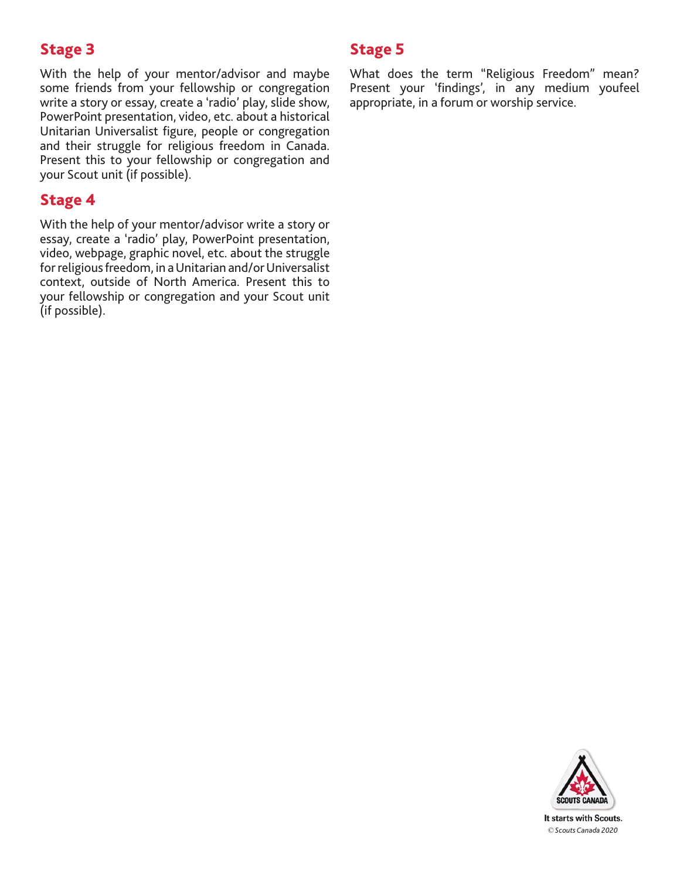## Stage 3

With the help of your mentor/advisor and maybe some friends from your fellowship or congregation write a story or essay, create a 'radio' play, slide show, PowerPoint presentation, video, etc. about a historical Unitarian Universalist figure, people or congregation and their struggle for religious freedom in Canada. Present this to your fellowship or congregation and your Scout unit (if possible).

## Stage 4

With the help of your mentor/advisor write a story or essay, create a 'radio' play, PowerPoint presentation, video, webpage, graphic novel, etc. about the struggle for religious freedom, in a Unitarian and/or Universalist context, outside of North America. Present this to your fellowship or congregation and your Scout unit (if possible).

## Stage 5

What does the term "Religious Freedom" mean? Present your 'findings', in any medium youfeel appropriate, in a forum or worship service.

SCOUTS CANADA

It starts with Scouts.

*© Scouts Canada 2020*